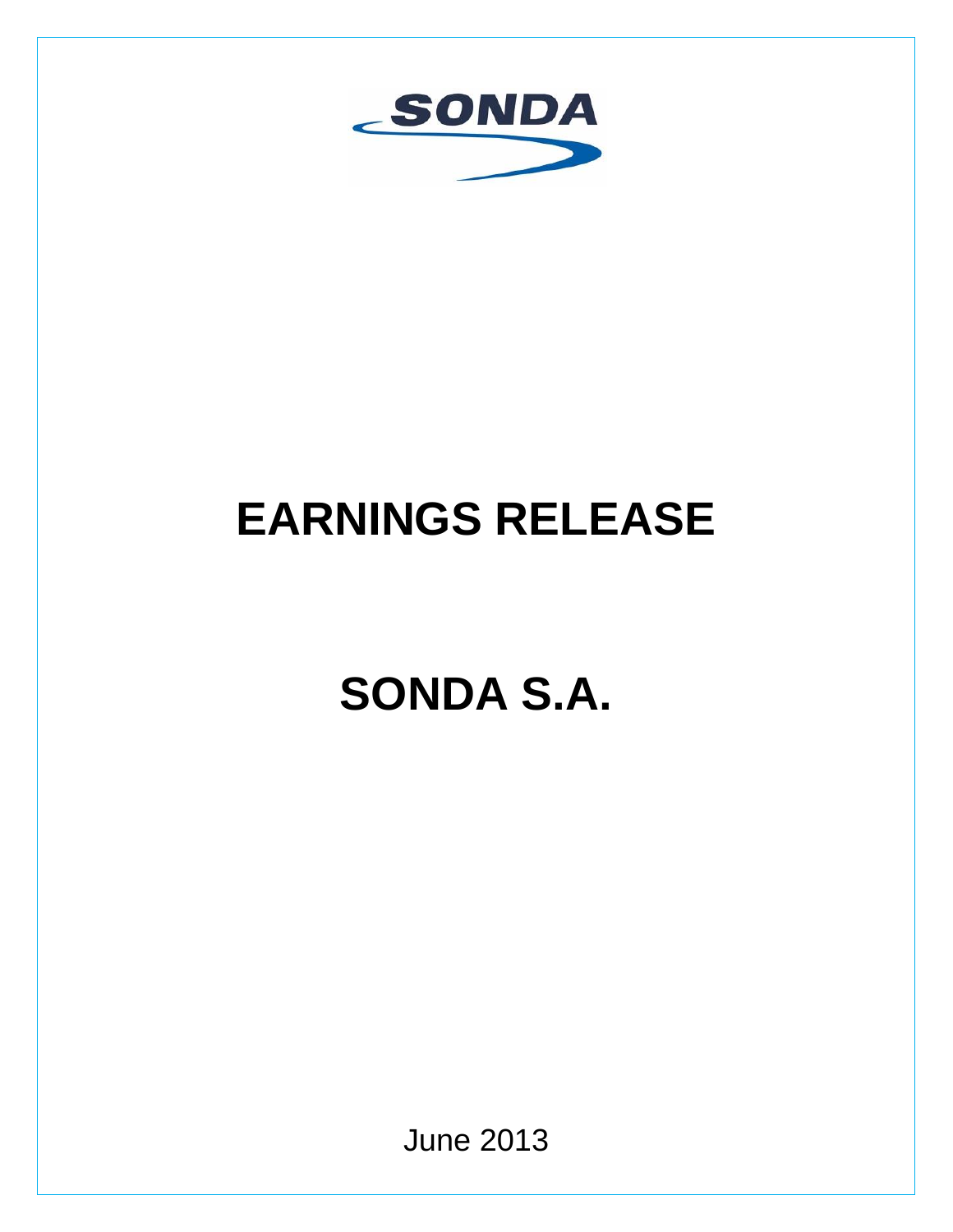SONDA

# EARNINGS RELEASE

# SONDA S.A.

June 2013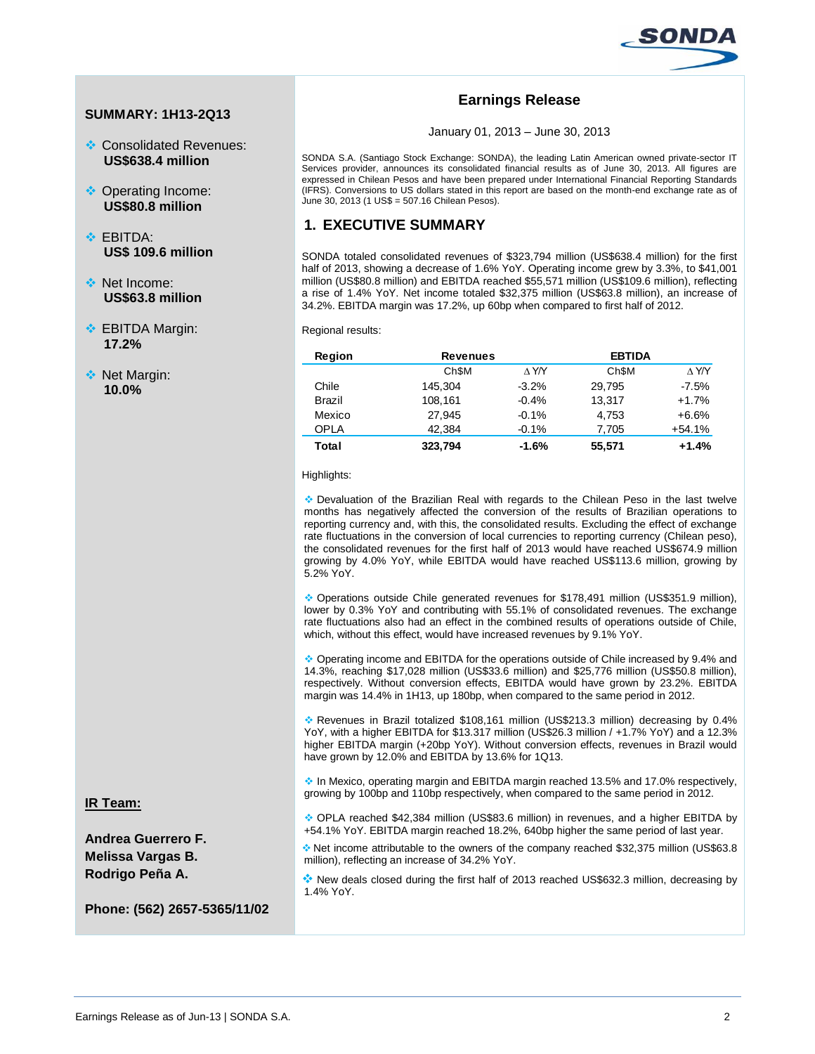## SUMMARY: 1H13-2Q13

- Consolidated Revenues: **US$638.4 million**
- Operating Income: **US$80.8 million**
- EBITDA: **US$ 109.6 million**
- Net Income: **US$63.8 million**
- EBITDA Margin: **17.2%**
- Net Margin: **10.0%**

**IR Team:**

**Andrea Guerrero F.**
**Melissa Vargas B.**
**Rodrigo Peña A.**

**Phone: (562) 2657-5365/11/02**

# Earnings Release

January 01, 2013 – June 30, 2013

SONDA S.A. (Santiago Stock Exchange: SONDA), the leading Latin American owned private-sector IT Services provider, announces its consolidated financial results as of June 30, 2013. All figures are expressed in Chilean Pesos and have been prepared under International Financial Reporting Standards (IFRS). Conversions to US dollars stated in this report are based on the month-end exchange rate as of June 30, 2013 (1 US$ = 507.16 Chilean Pesos).

## 1. EXECUTIVE SUMMARY

SONDA totaled consolidated revenues of $323,794 million (US$638.4 million) for the first half of 2013, showing a decrease of 1.6% YoY. Operating income grew by 3.3%, to $41,001 million (US$80.8 million) and EBITDA reached $55,571 million (US$109.6 million), reflecting a rise of 1.4% YoY. Net income totaled $32,375 million (US$63.8 million), an increase of 34.2%. EBITDA margin was 17.2%, up 60bp when compared to first half of 2012.

Regional results:

| Region | Revenues | | EBTIDA | |
|---|---|---|---|---|
| | Ch$M | ∆ Y/Y | Ch$M | ∆ Y/Y |
| Chile | 145,304 | -3.2% | 29,795 | -7.5% |
| Brazil | 108,161 | -0.4% | 13,317 | +1.7% |
| Mexico | 27,945 | -0.1% | 4,753 | +6.6% |
| OPLA | 42,384 | -0.1% | 7,705 | +54.1% |
| **Total** | **323,794** | **-1.6%** | **55,571** | **+1.4%** |

Highlights:

- Devaluation of the Brazilian Real with regards to the Chilean Peso in the last twelve months has negatively affected the conversion of the results of Brazilian operations to reporting currency and, with this, the consolidated results. Excluding the effect of exchange rate fluctuations in the conversion of local currencies to reporting currency (Chilean peso), the consolidated revenues for the first half of 2013 would have reached US$674.9 million growing by 4.0% YoY, while EBITDA would have reached US$113.6 million, growing by 5.2% YoY.

- Operations outside Chile generated revenues for $178,491 million (US$351.9 million), lower by 0.3% YoY and contributing with 55.1% of consolidated revenues. The exchange rate fluctuations also had an effect in the combined results of operations outside of Chile, which, without this effect, would have increased revenues by 9.1% YoY.

- Operating income and EBITDA for the operations outside of Chile increased by 9.4% and 14.3%, reaching $17,028 million (US$33.6 million) and $25,776 million (US$50.8 million), respectively. Without conversion effects, EBITDA would have grown by 23.2%. EBITDA margin was 14.4% in 1H13, up 180bp, when compared to the same period in 2012.

- Revenues in Brazil totalized $108,161 million (US$213.3 million) decreasing by 0.4% YoY, with a higher EBITDA for $13.317 million (US$26.3 million / +1.7% YoY) and a 12.3% higher EBITDA margin (+20bp YoY). Without conversion effects, revenues in Brazil would have grown by 12.0% and EBITDA by 13.6% for 1Q13.

- In Mexico, operating margin and EBITDA margin reached 13.5% and 17.0% respectively, growing by 100bp and 110bp respectively, when compared to the same period in 2012.

- OPLA reached $42,384 million (US$83.6 million) in revenues, and a higher EBITDA by +54.1% YoY. EBITDA margin reached 18.2%, 640bp higher the same period of last year.

- Net income attributable to the owners of the company reached $32,375 million (US$63.8 million), reflecting an increase of 34.2% YoY.

- New deals closed during the first half of 2013 reached US$632.3 million, decreasing by 1.4% YoY.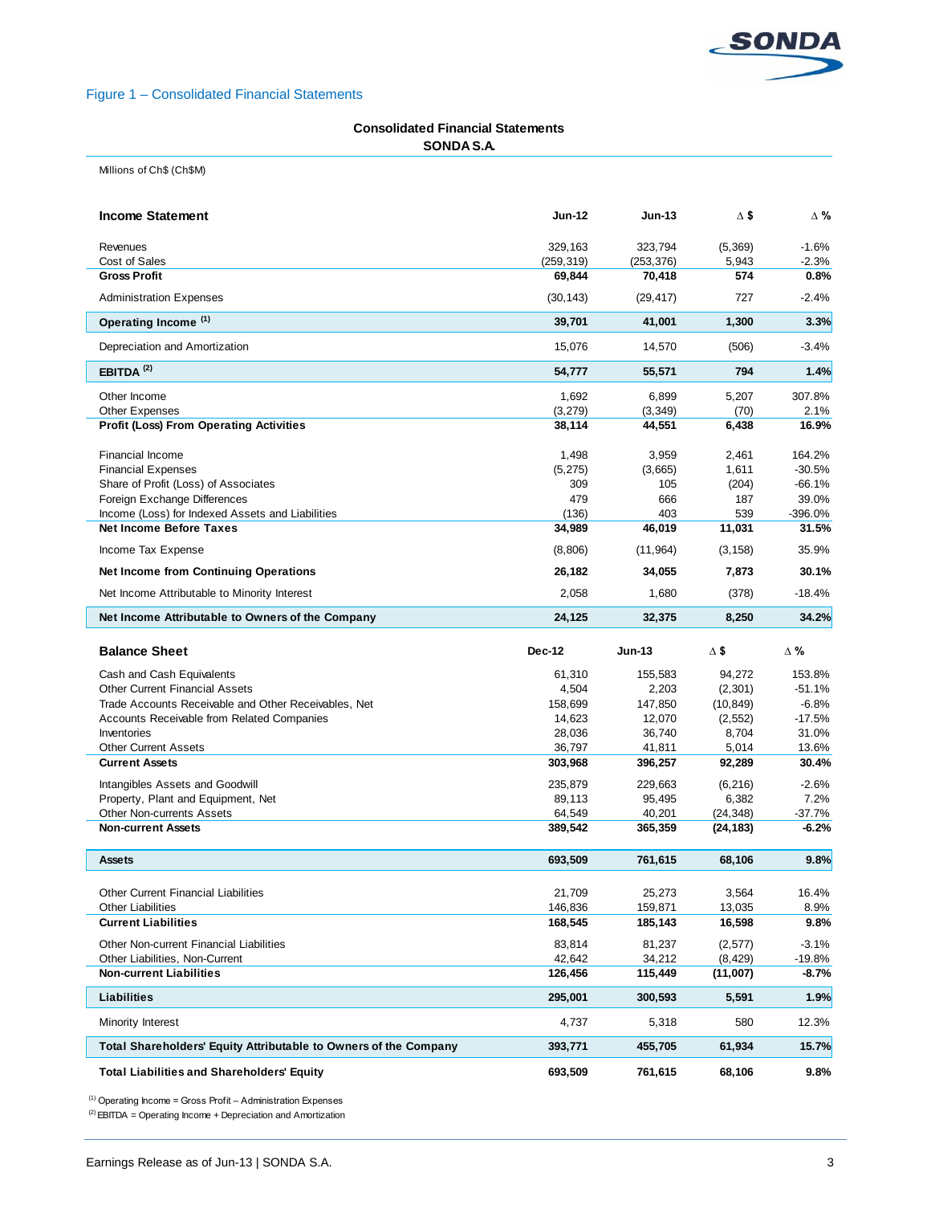Figure 1 – Consolidated Financial Statements

## Consolidated Financial Statements
**SONDA S.A.**

Millions of Ch$ (Ch$M)

| **Income Statement** | **Jun-12** | **Jun-13** | **Δ $** | **Δ %** |
|---|---|---|---|---|
| Revenues | 329,163 | 323,794 | (5,369) | -1.6% |
| Cost of Sales | (259,319) | (253,376) | 5,943 | -2.3% |
| **Gross Profit** | **69,844** | **70,418** | **574** | **0.8%** |
| Administration Expenses | (30,143) | (29,417) | 727 | -2.4% |
| **Operating Income [(1)]** | **39,701** | **41,001** | **1,300** | **3.3%** |
| Depreciation and Amortization | 15,076 | 14,570 | (506) | -3.4% |
| **EBITDA [(2)]** | **54,777** | **55,571** | **794** | **1.4%** |
| Other Income | 1,692 | 6,899 | 5,207 | 307.8% |
| Other Expenses | (3,279) | (3,349) | (70) | 2.1% |
| **Profit (Loss) From Operating Activities** | **38,114** | **44,551** | **6,438** | **16.9%** |
| Financial Income | 1,498 | 3,959 | 2,461 | 164.2% |
| Financial Expenses | (5,275) | (3,665) | 1,611 | -30.5% |
| Share of Profit (Loss) of Associates | 309 | 105 | (204) | -66.1% |
| Foreign Exchange Differences | 479 | 666 | 187 | 39.0% |
| Income (Loss) for Indexed Assets and Liabilities | (136) | 403 | 539 | -396.0% |
| **Net Income Before Taxes** | **34,989** | **46,019** | **11,031** | **31.5%** |
| Income Tax Expense | (8,806) | (11,964) | (3,158) | 35.9% |
| **Net Income from Continuing Operations** | **26,182** | **34,055** | **7,873** | **30.1%** |
| Net Income Attributable to Minority Interest | 2,058 | 1,680 | (378) | -18.4% |
| **Net Income Attributable to Owners of the Company** | **24,125** | **32,375** | **8,250** | **34.2%** |

| **Balance Sheet** | **Dec-12** | **Jun-13** | **Δ $** | **Δ %** |
|---|---|---|---|---|
| Cash and Cash Equivalents | 61,310 | 155,583 | 94,272 | 153.8% |
| Other Current Financial Assets | 4,504 | 2,203 | (2,301) | -51.1% |
| Trade Accounts Receivable and Other Receivables, Net | 158,699 | 147,850 | (10,849) | -6.8% |
| Accounts Receivable from Related Companies | 14,623 | 12,070 | (2,552) | -17.5% |
| Inventories | 28,036 | 36,740 | 8,704 | 31.0% |
| Other Current Assets | 36,797 | 41,811 | 5,014 | 13.6% |
| **Current Assets** | **303,968** | **396,257** | **92,289** | **30.4%** |
| Intangibles Assets and Goodwill | 235,879 | 229,663 | (6,216) | -2.6% |
| Property, Plant and Equipment, Net | 89,113 | 95,495 | 6,382 | 7.2% |
| Other Non-currents Assets | 64,549 | 40,201 | (24,348) | -37.7% |
| **Non-current Assets** | **389,542** | **365,359** | **(24,183)** | **-6.2%** |
| **Assets** | **693,509** | **761,615** | **68,106** | **9.8%** |
| Other Current Financial Liabilities | 21,709 | 25,273 | 3,564 | 16.4% |
| Other Liabilities | 146,836 | 159,871 | 13,035 | 8.9% |
| **Current Liabilities** | **168,545** | **185,143** | **16,598** | **9.8%** |
| Other Non-current Financial Liabilities | 83,814 | 81,237 | (2,577) | -3.1% |
| Other Liabilities, Non-Current | 42,642 | 34,212 | (8,429) | -19.8% |
| **Non-current Liabilities** | **126,456** | **115,449** | **(11,007)** | **-8.7%** |
| **Liabilities** | **295,001** | **300,593** | **5,591** | **1.9%** |
| Minority Interest | 4,737 | 5,318 | 580 | 12.3% |
| **Total Shareholders' Equity Attributable to Owners of the Company** | **393,771** | **455,705** | **61,934** | **15.7%** |
| **Total Liabilities and Shareholders' Equity** | **693,509** | **761,615** | **68,106** | **9.8%** |

[(1)] Operating Income = Gross Profit – Administration Expenses
[(2)] EBITDA = Operating Income + Depreciation and Amortization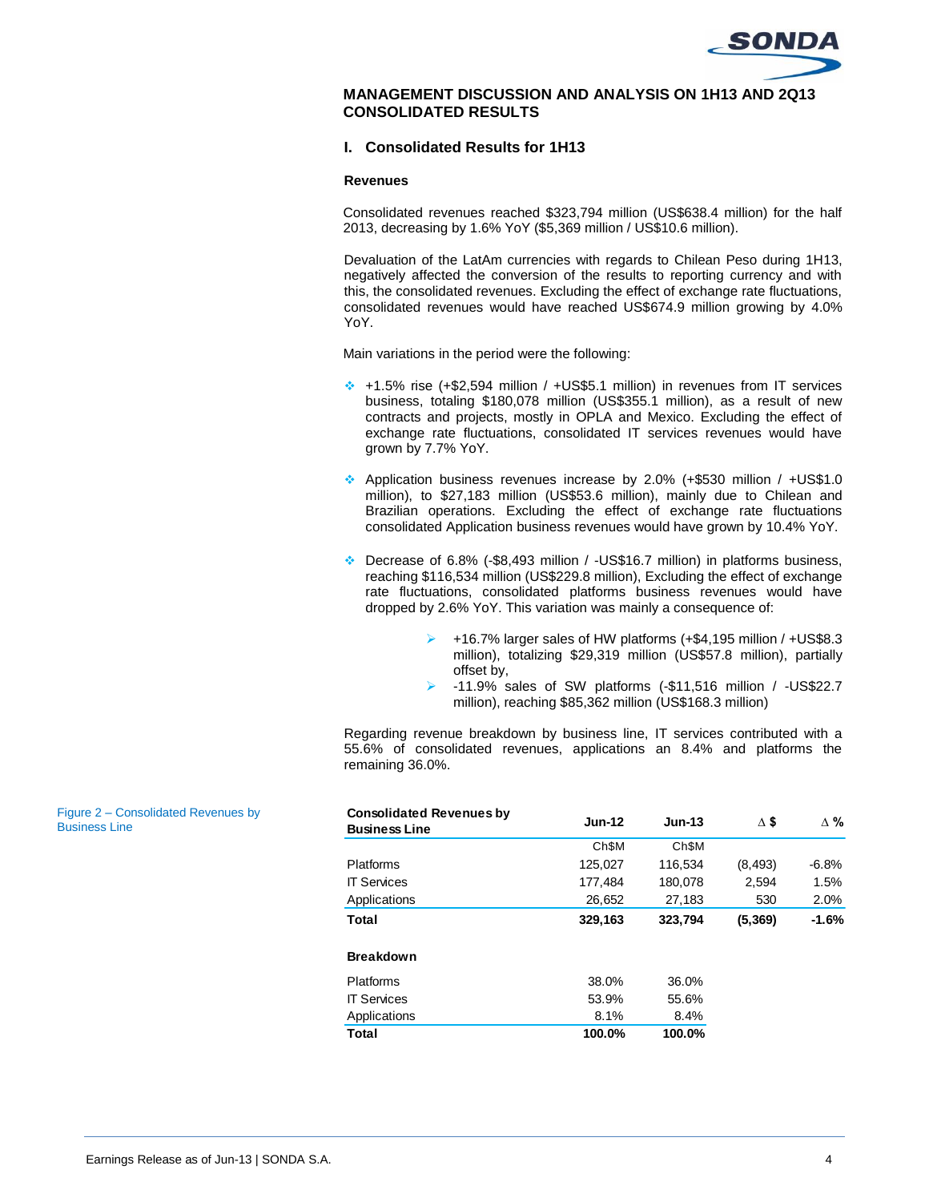## MANAGEMENT DISCUSSION AND ANALYSIS ON 1H13 AND 2Q13 CONSOLIDATED RESULTS

### I. Consolidated Results for 1H13

#### Revenues

Consolidated revenues reached $323,794 million (US$638.4 million) for the half 2013, decreasing by 1.6% YoY ($5,369 million / US$10.6 million).

Devaluation of the LatAm currencies with regards to Chilean Peso during 1H13, negatively affected the conversion of the results to reporting currency and with this, the consolidated revenues. Excluding the effect of exchange rate fluctuations, consolidated revenues would have reached US$674.9 million growing by 4.0% YoY.

Main variations in the period were the following:

- +1.5% rise (+$2,594 million / +US$5.1 million) in revenues from IT services business, totaling $180,078 million (US$355.1 million), as a result of new contracts and projects, mostly in OPLA and Mexico. Excluding the effect of exchange rate fluctuations, consolidated IT services revenues would have grown by 7.7% YoY.
- Application business revenues increase by 2.0% (+$530 million / +US$1.0 million), to $27,183 million (US$53.6 million), mainly due to Chilean and Brazilian operations. Excluding the effect of exchange rate fluctuations consolidated Application business revenues would have grown by 10.4% YoY.
- Decrease of 6.8% (-$8,493 million / -US$16.7 million) in platforms business, reaching $116,534 million (US$229.8 million), Excluding the effect of exchange rate fluctuations, consolidated platforms business revenues would have dropped by 2.6% YoY. This variation was mainly a consequence of:
  - +16.7% larger sales of HW platforms (+$4,195 million / +US$8.3 million), totalizing $29,319 million (US$57.8 million), partially offset by,
  - -11.9% sales of SW platforms (-$11,516 million / -US$22.7 million), reaching $85,362 million (US$168.3 million)

Regarding revenue breakdown by business line, IT services contributed with a 55.6% of consolidated revenues, applications an 8.4% and platforms the remaining 36.0%.

Figure 2 – Consolidated Revenues by Business Line

| Consolidated Revenues by Business Line | Jun-12 | Jun-13 | Δ $ | Δ % |
|---|---|---|---|---|
| | Ch$M | Ch$M | | |
| Platforms | 125,027 | 116,534 | (8,493) | -6.8% |
| IT Services | 177,484 | 180,078 | 2,594 | 1.5% |
| Applications | 26,652 | 27,183 | 530 | 2.0% |
| **Total** | **329,163** | **323,794** | **(5,369)** | **-1.6%** |
| | | | | |
| **Breakdown** | | | | |
| Platforms | 38.0% | 36.0% | | |
| IT Services | 53.9% | 55.6% | | |
| Applications | 8.1% | 8.4% | | |
| **Total** | **100.0%** | **100.0%** | | |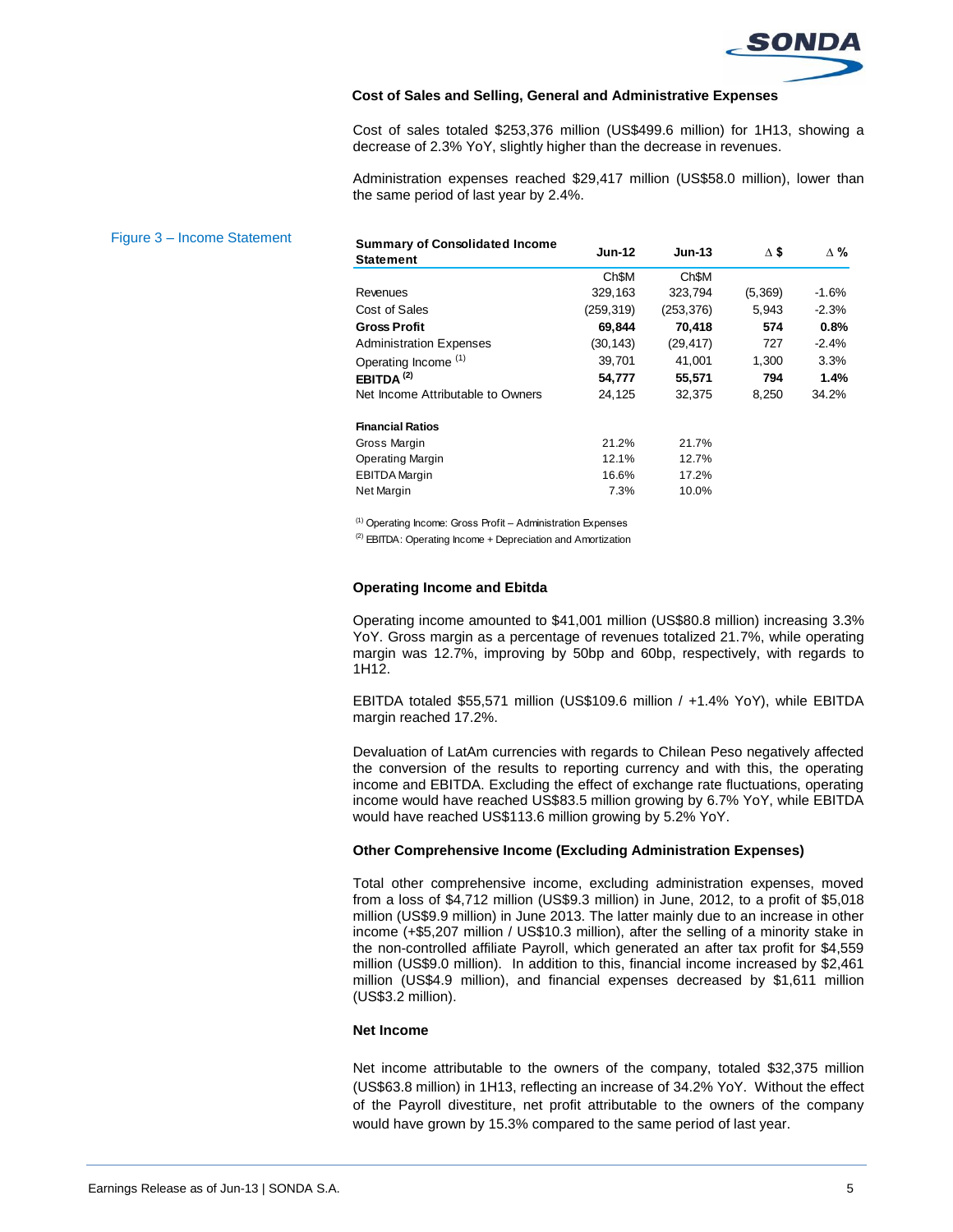### Cost of Sales and Selling, General and Administrative Expenses

Cost of sales totaled $253,376 million (US$499.6 million) for 1H13, showing a decrease of 2.3% YoY, slightly higher than the decrease in revenues.

Administration expenses reached $29,417 million (US$58.0 million), lower than the same period of last year by 2.4%.

Figure 3 – Income Statement

| Summary of Consolidated Income Statement | Jun-12 | Jun-13 | Δ $ | Δ % |
|---|---|---|---|---|
| | Ch$M | Ch$M | | |
| Revenues | 329,163 | 323,794 | (5,369) | -1.6% |
| Cost of Sales | (259,319) | (253,376) | 5,943 | -2.3% |
| **Gross Profit** | **69,844** | **70,418** | **574** | **0.8%** |
| Administration Expenses | (30,143) | (29,417) | 727 | -2.4% |
| Operating Income [(1)] | 39,701 | 41,001 | 1,300 | 3.3% |
| **EBITDA [(2)]** | **54,777** | **55,571** | **794** | **1.4%** |
| Net Income Attributable to Owners | 24,125 | 32,375 | 8,250 | 34.2% |
| | | | | |
| **Financial Ratios** | | | | |
| Gross Margin | 21.2% | 21.7% | | |
| Operating Margin | 12.1% | 12.7% | | |
| EBITDA Margin | 16.6% | 17.2% | | |
| Net Margin | 7.3% | 10.0% | | |

[(1)] Operating Income: Gross Profit – Administration Expenses

[(2)] EBITDA: Operating Income + Depreciation and Amortization

### Operating Income and Ebitda

Operating income amounted to $41,001 million (US$80.8 million) increasing 3.3% YoY. Gross margin as a percentage of revenues totalized 21.7%, while operating margin was 12.7%, improving by 50bp and 60bp, respectively, with regards to 1H12.

EBITDA totaled $55,571 million (US$109.6 million / +1.4% YoY), while EBITDA margin reached 17.2%.

Devaluation of LatAm currencies with regards to Chilean Peso negatively affected the conversion of the results to reporting currency and with this, the operating income and EBITDA. Excluding the effect of exchange rate fluctuations, operating income would have reached US$83.5 million growing by 6.7% YoY, while EBITDA would have reached US$113.6 million growing by 5.2% YoY.

### Other Comprehensive Income (Excluding Administration Expenses)

Total other comprehensive income, excluding administration expenses, moved from a loss of $4,712 million (US$9.3 million) in June, 2012, to a profit of $5,018 million (US$9.9 million) in June 2013. The latter mainly due to an increase in other income (+$5,207 million / US$10.3 million), after the selling of a minority stake in the non-controlled affiliate Payroll, which generated an after tax profit for $4,559 million (US$9.0 million). In addition to this, financial income increased by $2,461 million (US$4.9 million), and financial expenses decreased by $1,611 million (US$3.2 million).

### Net Income

Net income attributable to the owners of the company, totaled $32,375 million (US$63.8 million) in 1H13, reflecting an increase of 34.2% YoY. Without the effect of the Payroll divestiture, net profit attributable to the owners of the company would have grown by 15.3% compared to the same period of last year.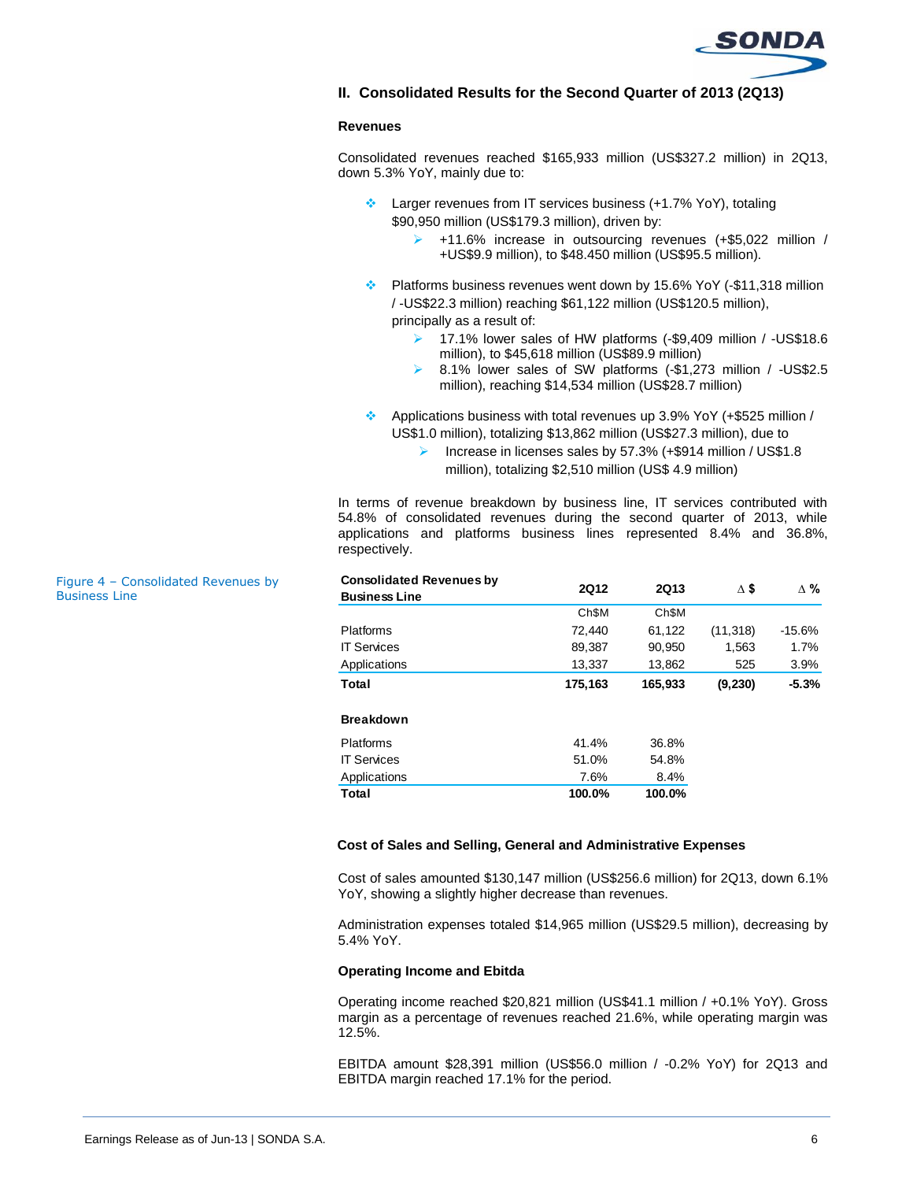## II. Consolidated Results for the Second Quarter of 2013 (2Q13)

### Revenues

Consolidated revenues reached $165,933 million (US$327.2 million) in 2Q13, down 5.3% YoY, mainly due to:

- Larger revenues from IT services business (+1.7% YoY), totaling $90,950 million (US$179.3 million), driven by:
  - +11.6% increase in outsourcing revenues (+$5,022 million / +US$9.9 million), to $48.450 million (US$95.5 million).
- Platforms business revenues went down by 15.6% YoY (-$11,318 million / -US$22.3 million) reaching $61,122 million (US$120.5 million), principally as a result of:
  - 17.1% lower sales of HW platforms (-$9,409 million / -US$18.6 million), to $45,618 million (US$89.9 million)
  - 8.1% lower sales of SW platforms (-$1,273 million / -US$2.5 million), reaching $14,534 million (US$28.7 million)
- Applications business with total revenues up 3.9% YoY (+$525 million / US$1.0 million), totalizing $13,862 million (US$27.3 million), due to
  - Increase in licenses sales by 57.3% (+$914 million / US$1.8 million), totalizing $2,510 million (US$ 4.9 million)

In terms of revenue breakdown by business line, IT services contributed with 54.8% of consolidated revenues during the second quarter of 2013, while applications and platforms business lines represented 8.4% and 36.8%, respectively.

Figure 4 – Consolidated Revenues by Business Line

| Consolidated Revenues by Business Line | 2Q12 | 2Q13 | Δ $ | Δ % |
|---|---|---|---|---|
| | Ch$M | Ch$M | | |
| Platforms | 72,440 | 61,122 | (11,318) | -15.6% |
| IT Services | 89,387 | 90,950 | 1,563 | 1.7% |
| Applications | 13,337 | 13,862 | 525 | 3.9% |
| **Total** | **175,163** | **165,933** | **(9,230)** | **-5.3%** |
| | | | | |
| **Breakdown** | | | | |
| Platforms | 41.4% | 36.8% | | |
| IT Services | 51.0% | 54.8% | | |
| Applications | 7.6% | 8.4% | | |
| **Total** | **100.0%** | **100.0%** | | |

### Cost of Sales and Selling, General and Administrative Expenses

Cost of sales amounted $130,147 million (US$256.6 million) for 2Q13, down 6.1% YoY, showing a slightly higher decrease than revenues.

Administration expenses totaled $14,965 million (US$29.5 million), decreasing by 5.4% YoY.

### Operating Income and Ebitda

Operating income reached $20,821 million (US$41.1 million / +0.1% YoY). Gross margin as a percentage of revenues reached 21.6%, while operating margin was 12.5%.

EBITDA amount $28,391 million (US$56.0 million / -0.2% YoY) for 2Q13 and EBITDA margin reached 17.1% for the period.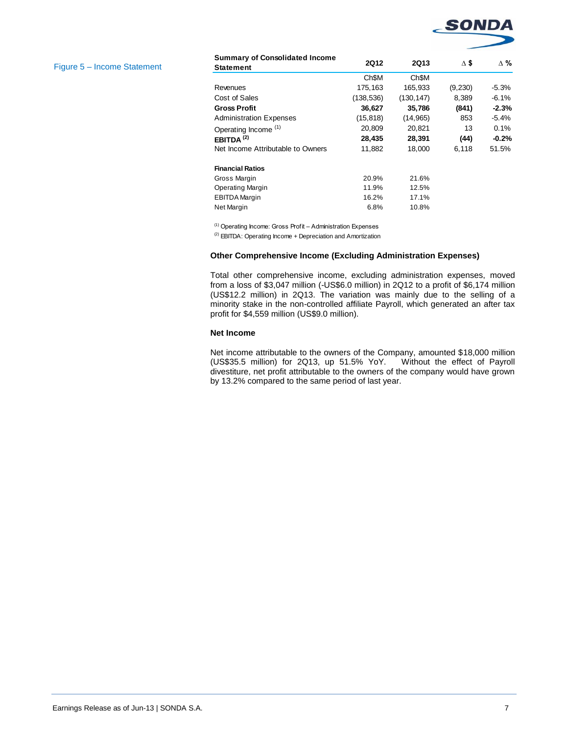Figure 5 – Income Statement

| Summary of Consolidated Income Statement | 2Q12 | 2Q13 | Δ $ | Δ % |
|---|---|---|---|---|
| | Ch$M | Ch$M | | |
| Revenues | 175,163 | 165,933 | (9,230) | -5.3% |
| Cost of Sales | (138,536) | (130,147) | 8,389 | -6.1% |
| **Gross Profit** | **36,627** | **35,786** | **(841)** | **-2.3%** |
| Administration Expenses | (15,818) | (14,965) | 853 | -5.4% |
| Operating Income [(1)] | 20,809 | 20,821 | 13 | 0.1% |
| **EBITDA [(2)]** | **28,435** | **28,391** | **(44)** | **-0.2%** |
| Net Income Attributable to Owners | 11,882 | 18,000 | 6,118 | 51.5% |
| | | | | |
| **Financial Ratios** | | | | |
| Gross Margin | 20.9% | 21.6% | | |
| Operating Margin | 11.9% | 12.5% | | |
| EBITDA Margin | 16.2% | 17.1% | | |
| Net Margin | 6.8% | 10.8% | | |

[(1)] Operating Income: Gross Profit – Administration Expenses

[(2)] EBITDA: Operating Income + Depreciation and Amortization

### Other Comprehensive Income (Excluding Administration Expenses)

Total other comprehensive income, excluding administration expenses, moved from a loss of $3,047 million (-US$6.0 million) in 2Q12 to a profit of $6,174 million (US$12.2 million) in 2Q13. The variation was mainly due to the selling of a minority stake in the non-controlled affiliate Payroll, which generated an after tax profit for $4,559 million (US$9.0 million).

### Net Income

Net income attributable to the owners of the Company, amounted $18,000 million (US$35.5 million) for 2Q13, up 51.5% YoY. Without the effect of Payroll divestiture, net profit attributable to the owners of the company would have grown by 13.2% compared to the same period of last year.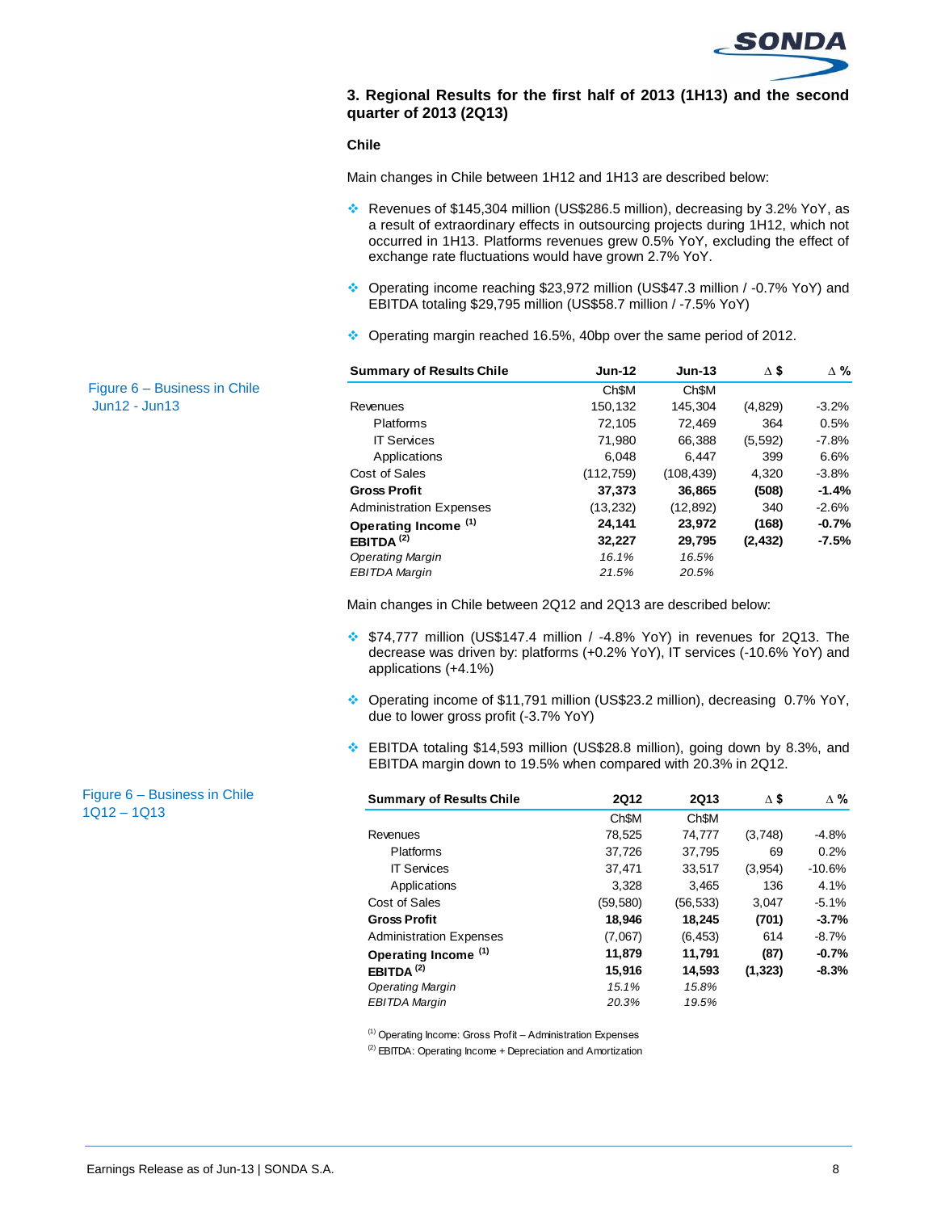## 3. Regional Results for the first half of 2013 (1H13) and the second quarter of 2013 (2Q13)

### Chile

Main changes in Chile between 1H12 and 1H13 are described below:

- Revenues of $145,304 million (US$286.5 million), decreasing by 3.2% YoY, as a result of extraordinary effects in outsourcing projects during 1H12, which not occurred in 1H13. Platforms revenues grew 0.5% YoY, excluding the effect of exchange rate fluctuations would have grown 2.7% YoY.
- Operating income reaching $23,972 million (US$47.3 million / -0.7% YoY) and EBITDA totaling $29,795 million (US$58.7 million / -7.5% YoY)
- Operating margin reached 16.5%, 40bp over the same period of 2012.

Figure 6 – Business in Chile Jun12 - Jun13

| Summary of Results Chile | Jun-12 | Jun-13 | Δ $ | Δ % |
|---|---|---|---|---|
| | Ch$M | Ch$M | | |
| Revenues | 150,132 | 145,304 | (4,829) | -3.2% |
| Platforms | 72,105 | 72,469 | 364 | 0.5% |
| IT Services | 71,980 | 66,388 | (5,592) | -7.8% |
| Applications | 6,048 | 6,447 | 399 | 6.6% |
| Cost of Sales | (112,759) | (108,439) | 4,320 | -3.8% |
| **Gross Profit** | **37,373** | **36,865** | **(508)** | **-1.4%** |
| Administration Expenses | (13,232) | (12,892) | 340 | -2.6% |
| **Operating Income (1)** | **24,141** | **23,972** | **(168)** | **-0.7%** |
| **EBITDA (2)** | **32,227** | **29,795** | **(2,432)** | **-7.5%** |
| *Operating Margin* | *16.1%* | *16.5%* | | |
| *EBITDA Margin* | *21.5%* | *20.5%* | | |

Main changes in Chile between 2Q12 and 2Q13 are described below:

- $74,777 million (US$147.4 million / -4.8% YoY) in revenues for 2Q13. The decrease was driven by: platforms (+0.2% YoY), IT services (-10.6% YoY) and applications (+4.1%)
- Operating income of $11,791 million (US$23.2 million), decreasing 0.7% YoY, due to lower gross profit (-3.7% YoY)
- EBITDA totaling $14,593 million (US$28.8 million), going down by 8.3%, and EBITDA margin down to 19.5% when compared with 20.3% in 2Q12.

Figure 6 – Business in Chile 1Q12 – 1Q13

| Summary of Results Chile | 2Q12 | 2Q13 | Δ $ | Δ % |
|---|---|---|---|---|
| | Ch$M | Ch$M | | |
| Revenues | 78,525 | 74,777 | (3,748) | -4.8% |
| Platforms | 37,726 | 37,795 | 69 | 0.2% |
| IT Services | 37,471 | 33,517 | (3,954) | -10.6% |
| Applications | 3,328 | 3,465 | 136 | 4.1% |
| Cost of Sales | (59,580) | (56,533) | 3,047 | -5.1% |
| **Gross Profit** | **18,946** | **18,245** | **(701)** | **-3.7%** |
| Administration Expenses | (7,067) | (6,453) | 614 | -8.7% |
| **Operating Income (1)** | **11,879** | **11,791** | **(87)** | **-0.7%** |
| **EBITDA (2)** | **15,916** | **14,593** | **(1,323)** | **-8.3%** |
| *Operating Margin* | *15.1%* | *15.8%* | | |
| *EBITDA Margin* | *20.3%* | *19.5%* | | |

(1) Operating Income: Gross Profit – Administration Expenses
(2) EBITDA: Operating Income + Depreciation and Amortization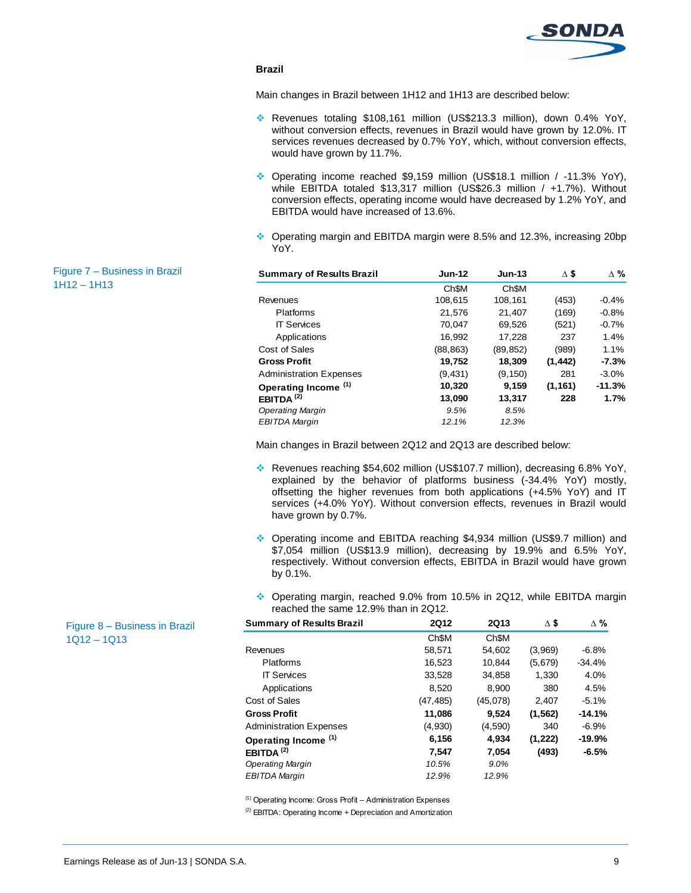## Brazil

Main changes in Brazil between 1H12 and 1H13 are described below:

- Revenues totaling $108,161 million (US$213.3 million), down 0.4% YoY, without conversion effects, revenues in Brazil would have grown by 12.0%. IT services revenues decreased by 0.7% YoY, which, without conversion effects, would have grown by 11.7%.
- Operating income reached $9,159 million (US$18.1 million / -11.3% YoY), while EBITDA totaled $13,317 million (US$26.3 million / +1.7%). Without conversion effects, operating income would have decreased by 1.2% YoY, and EBITDA would have increased of 13.6%.
- Operating margin and EBITDA margin were 8.5% and 12.3%, increasing 20bp YoY.

Figure 7 – Business in Brazil 1H12 – 1H13

| Summary of Results Brazil | Jun-12 | Jun-13 | Δ $ | Δ % |
|---|---|---|---|---|
| | Ch$M | Ch$M | | |
| Revenues | 108,615 | 108,161 | (453) | -0.4% |
| Platforms | 21,576 | 21,407 | (169) | -0.8% |
| IT Services | 70,047 | 69,526 | (521) | -0.7% |
| Applications | 16,992 | 17,228 | 237 | 1.4% |
| Cost of Sales | (88,863) | (89,852) | (989) | 1.1% |
| **Gross Profit** | **19,752** | **18,309** | **(1,442)** | **-7.3%** |
| Administration Expenses | (9,431) | (9,150) | 281 | -3.0% |
| **Operating Income (1)** | **10,320** | **9,159** | **(1,161)** | **-11.3%** |
| **EBITDA (2)** | **13,090** | **13,317** | **228** | **1.7%** |
| *Operating Margin* | *9.5%* | *8.5%* | | |
| *EBITDA Margin* | *12.1%* | *12.3%* | | |

Main changes in Brazil between 2Q12 and 2Q13 are described below:

- Revenues reaching $54,602 million (US$107.7 million), decreasing 6.8% YoY, explained by the behavior of platforms business (-34.4% YoY) mostly, offsetting the higher revenues from both applications (+4.5% YoY) and IT services (+4.0% YoY). Without conversion effects, revenues in Brazil would have grown by 0.7%.
- Operating income and EBITDA reaching $4,934 million (US$9.7 million) and $7,054 million (US$13.9 million), decreasing by 19.9% and 6.5% YoY, respectively. Without conversion effects, EBITDA in Brazil would have grown by 0.1%.
- Operating margin, reached 9.0% from 10.5% in 2Q12, while EBITDA margin reached the same 12.9% than in 2Q12.

Figure 8 – Business in Brazil 1Q12 – 1Q13

| Summary of Results Brazil | 2Q12 | 2Q13 | Δ $ | Δ % |
|---|---|---|---|---|
| | Ch$M | Ch$M | | |
| Revenues | 58,571 | 54,602 | (3,969) | -6.8% |
| Platforms | 16,523 | 10,844 | (5,679) | -34.4% |
| IT Services | 33,528 | 34,858 | 1,330 | 4.0% |
| Applications | 8,520 | 8,900 | 380 | 4.5% |
| Cost of Sales | (47,485) | (45,078) | 2,407 | -5.1% |
| **Gross Profit** | **11,086** | **9,524** | **(1,562)** | **-14.1%** |
| Administration Expenses | (4,930) | (4,590) | 340 | -6.9% |
| **Operating Income (1)** | **6,156** | **4,934** | **(1,222)** | **-19.9%** |
| **EBITDA (2)** | **7,547** | **7,054** | **(493)** | **-6.5%** |
| *Operating Margin* | *10.5%* | *9.0%* | | |
| *EBITDA Margin* | *12.9%* | *12.9%* | | |

(1) Operating Income: Gross Profit – Administration Expenses

(2) EBITDA: Operating Income + Depreciation and Amortization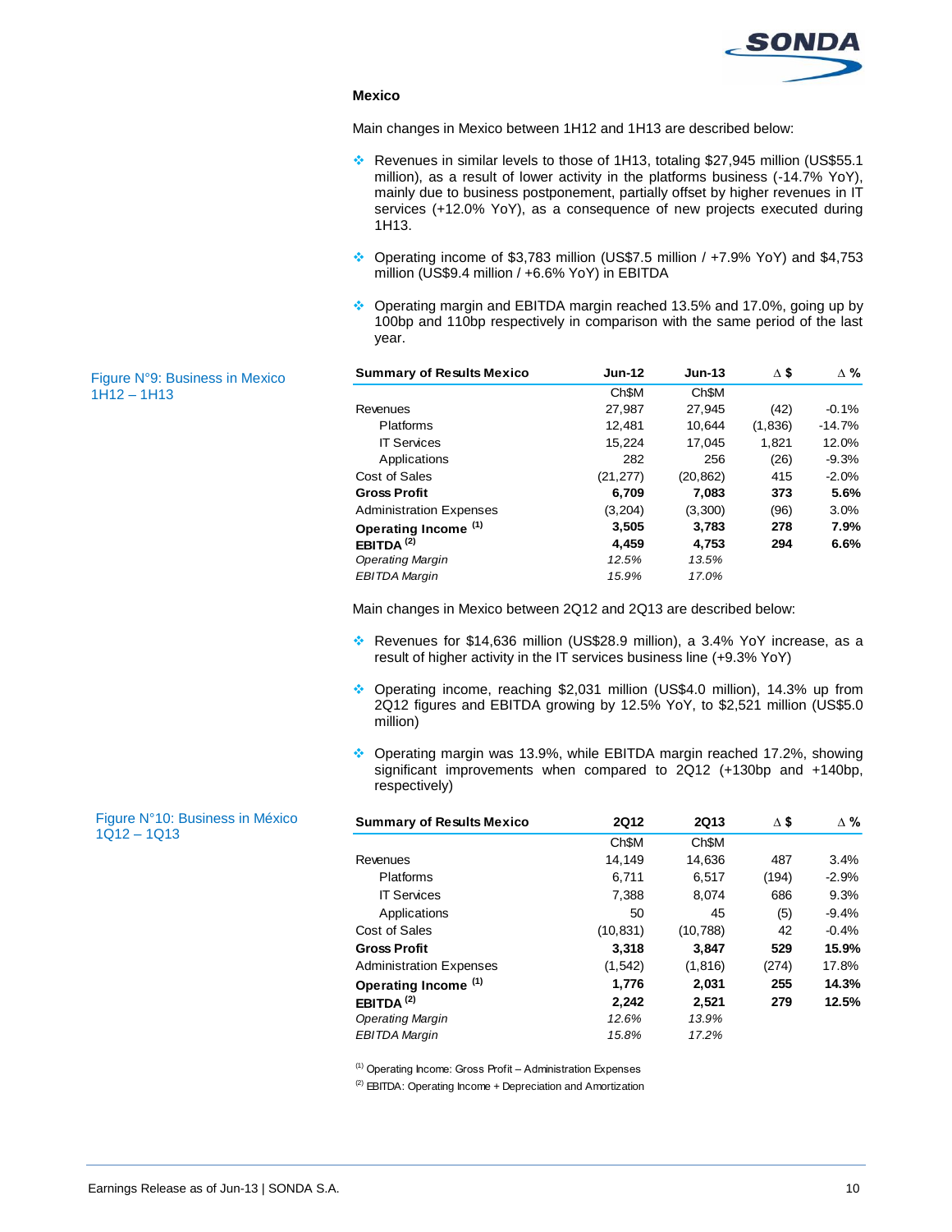### Mexico

Main changes in Mexico between 1H12 and 1H13 are described below:

- Revenues in similar levels to those of 1H13, totaling $27,945 million (US$55.1 million), as a result of lower activity in the platforms business (-14.7% YoY), mainly due to business postponement, partially offset by higher revenues in IT services (+12.0% YoY), as a consequence of new projects executed during 1H13.
- Operating income of $3,783 million (US$7.5 million / +7.9% YoY) and $4,753 million (US$9.4 million / +6.6% YoY) in EBITDA
- Operating margin and EBITDA margin reached 13.5% and 17.0%, going up by 100bp and 110bp respectively in comparison with the same period of the last year.

Figure N°9: Business in Mexico 1H12 – 1H13

| **Summary of Results Mexico** | **Jun-12** | **Jun-13** | **Δ $** | **Δ %** |
|---|---|---|---|---|
| | Ch$M | Ch$M | | |
| Revenues | 27,987 | 27,945 | (42) | -0.1% |
| Platforms | 12,481 | 10,644 | (1,836) | -14.7% |
| IT Services | 15,224 | 17,045 | 1,821 | 12.0% |
| Applications | 282 | 256 | (26) | -9.3% |
| Cost of Sales | (21,277) | (20,862) | 415 | -2.0% |
| **Gross Profit** | **6,709** | **7,083** | **373** | **5.6%** |
| Administration Expenses | (3,204) | (3,300) | (96) | 3.0% |
| **Operating Income (1)** | **3,505** | **3,783** | **278** | **7.9%** |
| **EBITDA (2)** | **4,459** | **4,753** | **294** | **6.6%** |
| *Operating Margin* | *12.5%* | *13.5%* | | |
| *EBITDA Margin* | *15.9%* | *17.0%* | | |

Main changes in Mexico between 2Q12 and 2Q13 are described below:

- Revenues for $14,636 million (US$28.9 million), a 3.4% YoY increase, as a result of higher activity in the IT services business line (+9.3% YoY)
- Operating income, reaching $2,031 million (US$4.0 million), 14.3% up from 2Q12 figures and EBITDA growing by 12.5% YoY, to $2,521 million (US$5.0 million)
- Operating margin was 13.9%, while EBITDA margin reached 17.2%, showing significant improvements when compared to 2Q12 (+130bp and +140bp, respectively)

Figure N°10: Business in México 1Q12 – 1Q13

| **Summary of Results Mexico** | **2Q12** | **2Q13** | **Δ $** | **Δ %** |
|---|---|---|---|---|
| | Ch$M | Ch$M | | |
| Revenues | 14,149 | 14,636 | 487 | 3.4% |
| Platforms | 6,711 | 6,517 | (194) | -2.9% |
| IT Services | 7,388 | 8,074 | 686 | 9.3% |
| Applications | 50 | 45 | (5) | -9.4% |
| Cost of Sales | (10,831) | (10,788) | 42 | -0.4% |
| **Gross Profit** | **3,318** | **3,847** | **529** | **15.9%** |
| Administration Expenses | (1,542) | (1,816) | (274) | 17.8% |
| **Operating Income (1)** | **1,776** | **2,031** | **255** | **14.3%** |
| **EBITDA (2)** | **2,242** | **2,521** | **279** | **12.5%** |
| *Operating Margin* | *12.6%* | *13.9%* | | |
| *EBITDA Margin* | *15.8%* | *17.2%* | | |

(1) Operating Income: Gross Profit – Administration Expenses

(2) EBITDA: Operating Income + Depreciation and Amortization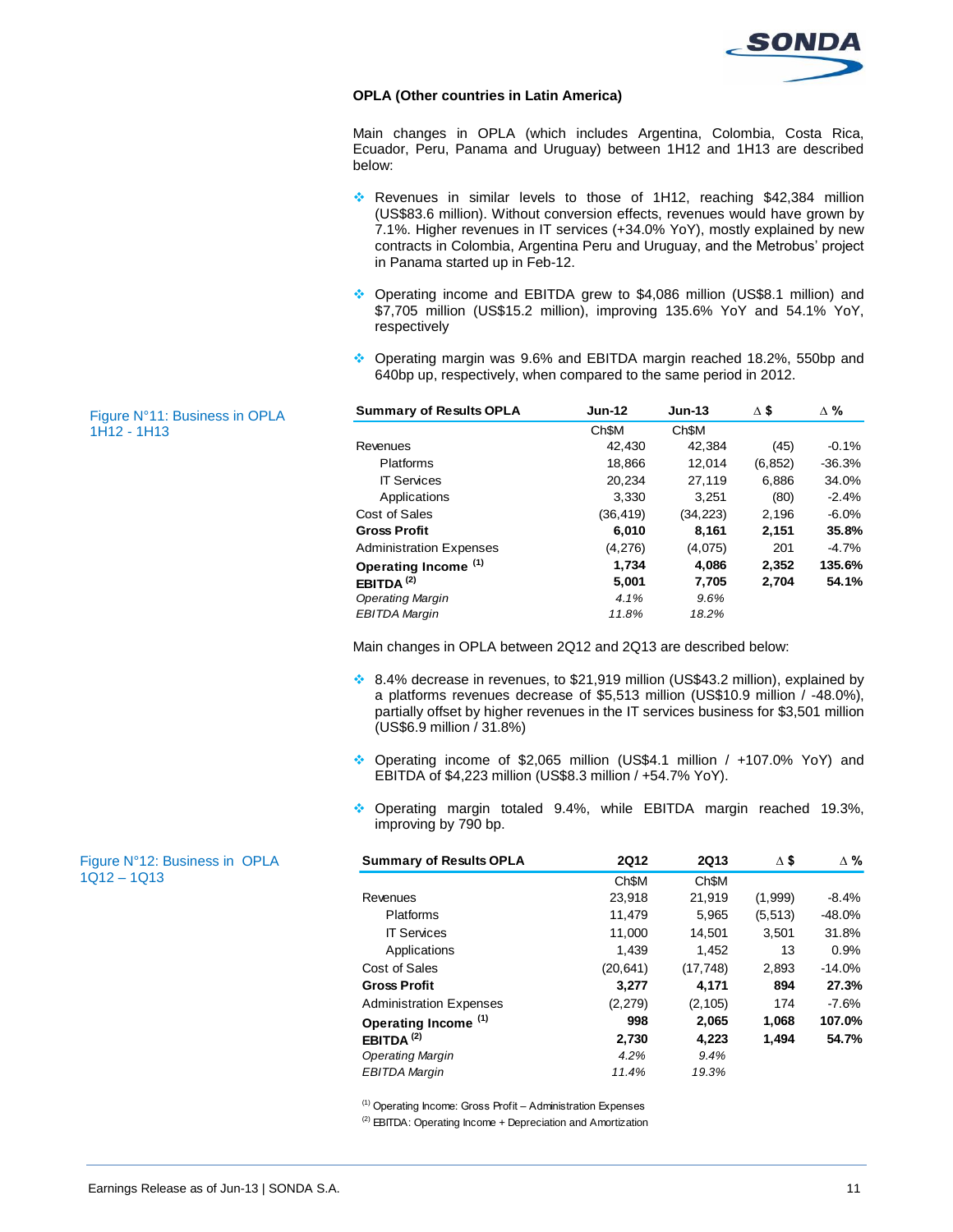### OPLA (Other countries in Latin America)

Main changes in OPLA (which includes Argentina, Colombia, Costa Rica, Ecuador, Peru, Panama and Uruguay) between 1H12 and 1H13 are described below:

- Revenues in similar levels to those of 1H12, reaching $42,384 million (US$83.6 million). Without conversion effects, revenues would have grown by 7.1%. Higher revenues in IT services (+34.0% YoY), mostly explained by new contracts in Colombia, Argentina Peru and Uruguay, and the Metrobus' project in Panama started up in Feb-12.
- Operating income and EBITDA grew to $4,086 million (US$8.1 million) and $7,705 million (US$15.2 million), improving 135.6% YoY and 54.1% YoY, respectively
- Operating margin was 9.6% and EBITDA margin reached 18.2%, 550bp and 640bp up, respectively, when compared to the same period in 2012.

Figure N°11: Business in OPLA 1H12 - 1H13

| Summary of Results OPLA | Jun-12 | Jun-13 | Δ $ | Δ % |
|---|---|---|---|---|
| | Ch$M | Ch$M | | |
| Revenues | 42,430 | 42,384 | (45) | -0.1% |
| Platforms | 18,866 | 12,014 | (6,852) | -36.3% |
| IT Services | 20,234 | 27,119 | 6,886 | 34.0% |
| Applications | 3,330 | 3,251 | (80) | -2.4% |
| Cost of Sales | (36,419) | (34,223) | 2,196 | -6.0% |
| **Gross Profit** | **6,010** | **8,161** | **2,151** | **35.8%** |
| Administration Expenses | (4,276) | (4,075) | 201 | -4.7% |
| **Operating Income (1)** | **1,734** | **4,086** | **2,352** | **135.6%** |
| **EBITDA (2)** | **5,001** | **7,705** | **2,704** | **54.1%** |
| *Operating Margin* | *4.1%* | *9.6%* | | |
| *EBITDA Margin* | *11.8%* | *18.2%* | | |

Main changes in OPLA between 2Q12 and 2Q13 are described below:

- 8.4% decrease in revenues, to $21,919 million (US$43.2 million), explained by a platforms revenues decrease of $5,513 million (US$10.9 million / -48.0%), partially offset by higher revenues in the IT services business for $3,501 million (US$6.9 million / 31.8%)
- Operating income of $2,065 million (US$4.1 million / +107.0% YoY) and EBITDA of $4,223 million (US$8.3 million / +54.7% YoY).
- Operating margin totaled 9.4%, while EBITDA margin reached 19.3%, improving by 790 bp.

Figure N°12: Business in OPLA 1Q12 – 1Q13

| Summary of Results OPLA | 2Q12 | 2Q13 | Δ $ | Δ % |
|---|---|---|---|---|
| | Ch$M | Ch$M | | |
| Revenues | 23,918 | 21,919 | (1,999) | -8.4% |
| Platforms | 11,479 | 5,965 | (5,513) | -48.0% |
| IT Services | 11,000 | 14,501 | 3,501 | 31.8% |
| Applications | 1,439 | 1,452 | 13 | 0.9% |
| Cost of Sales | (20,641) | (17,748) | 2,893 | -14.0% |
| **Gross Profit** | **3,277** | **4,171** | **894** | **27.3%** |
| Administration Expenses | (2,279) | (2,105) | 174 | -7.6% |
| **Operating Income (1)** | **998** | **2,065** | **1,068** | **107.0%** |
| **EBITDA (2)** | **2,730** | **4,223** | **1,494** | **54.7%** |
| *Operating Margin* | *4.2%* | *9.4%* | | |
| *EBITDA Margin* | *11.4%* | *19.3%* | | |

(1) Operating Income: Gross Profit – Administration Expenses

(2) EBITDA: Operating Income + Depreciation and Amortization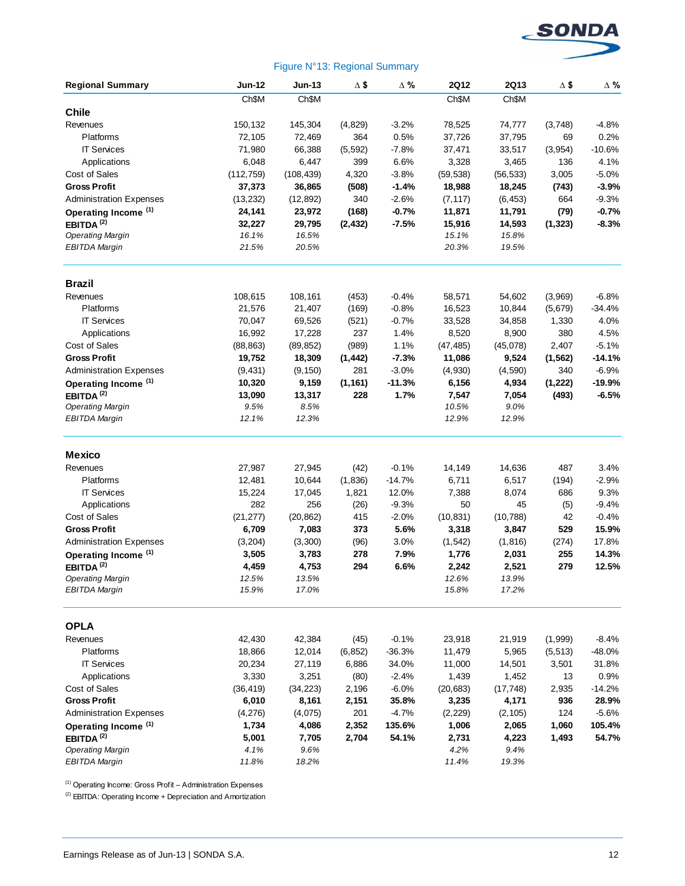Figure N°13: Regional Summary

| Regional Summary | Jun-12 | Jun-13 | Δ $ | Δ % | 2Q12 | 2Q13 | Δ $ | Δ % |
|---|---|---|---|---|---|---|---|---|
| | Ch$M | Ch$M | | | Ch$M | Ch$M | | |
| **Chile** | | | | | | | | |
| Revenues | 150,132 | 145,304 | (4,829) | -3.2% | 78,525 | 74,777 | (3,748) | -4.8% |
| Platforms | 72,105 | 72,469 | 364 | 0.5% | 37,726 | 37,795 | 69 | 0.2% |
| IT Services | 71,980 | 66,388 | (5,592) | -7.8% | 37,471 | 33,517 | (3,954) | -10.6% |
| Applications | 6,048 | 6,447 | 399 | 6.6% | 3,328 | 3,465 | 136 | 4.1% |
| Cost of Sales | (112,759) | (108,439) | 4,320 | -3.8% | (59,538) | (56,533) | 3,005 | -5.0% |
| **Gross Profit** | **37,373** | **36,865** | **(508)** | **-1.4%** | **18,988** | **18,245** | **(743)** | **-3.9%** |
| Administration Expenses | (13,232) | (12,892) | 340 | -2.6% | (7,117) | (6,453) | 664 | -9.3% |
| **Operating Income [(1)]** | **24,141** | **23,972** | **(168)** | **-0.7%** | **11,871** | **11,791** | **(79)** | **-0.7%** |
| **EBITDA [(2)]** | **32,227** | **29,795** | **(2,432)** | **-7.5%** | **15,916** | **14,593** | **(1,323)** | **-8.3%** |
| *Operating Margin* | *16.1%* | *16.5%* | | | *15.1%* | *15.8%* | | |
| *EBITDA Margin* | *21.5%* | *20.5%* | | | *20.3%* | *19.5%* | | |
| **Brazil** | | | | | | | | |
| Revenues | 108,615 | 108,161 | (453) | -0.4% | 58,571 | 54,602 | (3,969) | -6.8% |
| Platforms | 21,576 | 21,407 | (169) | -0.8% | 16,523 | 10,844 | (5,679) | -34.4% |
| IT Services | 70,047 | 69,526 | (521) | -0.7% | 33,528 | 34,858 | 1,330 | 4.0% |
| Applications | 16,992 | 17,228 | 237 | 1.4% | 8,520 | 8,900 | 380 | 4.5% |
| Cost of Sales | (88,863) | (89,852) | (989) | 1.1% | (47,485) | (45,078) | 2,407 | -5.1% |
| **Gross Profit** | **19,752** | **18,309** | **(1,442)** | **-7.3%** | **11,086** | **9,524** | **(1,562)** | **-14.1%** |
| Administration Expenses | (9,431) | (9,150) | 281 | -3.0% | (4,930) | (4,590) | 340 | -6.9% |
| **Operating Income [(1)]** | **10,320** | **9,159** | **(1,161)** | **-11.3%** | **6,156** | **4,934** | **(1,222)** | **-19.9%** |
| **EBITDA [(2)]** | **13,090** | **13,317** | **228** | **1.7%** | **7,547** | **7,054** | **(493)** | **-6.5%** |
| *Operating Margin* | *9.5%* | *8.5%* | | | *10.5%* | *9.0%* | | |
| *EBITDA Margin* | *12.1%* | *12.3%* | | | *12.9%* | *12.9%* | | |
| **Mexico** | | | | | | | | |
| Revenues | 27,987 | 27,945 | (42) | -0.1% | 14,149 | 14,636 | 487 | 3.4% |
| Platforms | 12,481 | 10,644 | (1,836) | -14.7% | 6,711 | 6,517 | (194) | -2.9% |
| IT Services | 15,224 | 17,045 | 1,821 | 12.0% | 7,388 | 8,074 | 686 | 9.3% |
| Applications | 282 | 256 | (26) | -9.3% | 50 | 45 | (5) | -9.4% |
| Cost of Sales | (21,277) | (20,862) | 415 | -2.0% | (10,831) | (10,788) | 42 | -0.4% |
| **Gross Profit** | **6,709** | **7,083** | **373** | **5.6%** | **3,318** | **3,847** | **529** | **15.9%** |
| Administration Expenses | (3,204) | (3,300) | (96) | 3.0% | (1,542) | (1,816) | (274) | 17.8% |
| **Operating Income [(1)]** | **3,505** | **3,783** | **278** | **7.9%** | **1,776** | **2,031** | **255** | **14.3%** |
| **EBITDA [(2)]** | **4,459** | **4,753** | **294** | **6.6%** | **2,242** | **2,521** | **279** | **12.5%** |
| *Operating Margin* | *12.5%* | *13.5%* | | | *12.6%* | *13.9%* | | |
| *EBITDA Margin* | *15.9%* | *17.0%* | | | *15.8%* | *17.2%* | | |
| **OPLA** | | | | | | | | |
| Revenues | 42,430 | 42,384 | (45) | -0.1% | 23,918 | 21,919 | (1,999) | -8.4% |
| Platforms | 18,866 | 12,014 | (6,852) | -36.3% | 11,479 | 5,965 | (5,513) | -48.0% |
| IT Services | 20,234 | 27,119 | 6,886 | 34.0% | 11,000 | 14,501 | 3,501 | 31.8% |
| Applications | 3,330 | 3,251 | (80) | -2.4% | 1,439 | 1,452 | 13 | 0.9% |
| Cost of Sales | (36,419) | (34,223) | 2,196 | -6.0% | (20,683) | (17,748) | 2,935 | -14.2% |
| **Gross Profit** | **6,010** | **8,161** | **2,151** | **35.8%** | **3,235** | **4,171** | **936** | **28.9%** |
| Administration Expenses | (4,276) | (4,075) | 201 | -4.7% | (2,229) | (2,105) | 124 | -5.6% |
| **Operating Income [(1)]** | **1,734** | **4,086** | **2,352** | **135.6%** | **1,006** | **2,065** | **1,060** | **105.4%** |
| **EBITDA [(2)]** | **5,001** | **7,705** | **2,704** | **54.1%** | **2,731** | **4,223** | **1,493** | **54.7%** |
| *Operating Margin* | *4.1%* | *9.6%* | | | *4.2%* | *9.4%* | | |
| *EBITDA Margin* | *11.8%* | *18.2%* | | | *11.4%* | *19.3%* | | |

[(1)] Operating Income: Gross Profit – Administration Expenses

[(2)] EBITDA: Operating Income + Depreciation and Amortization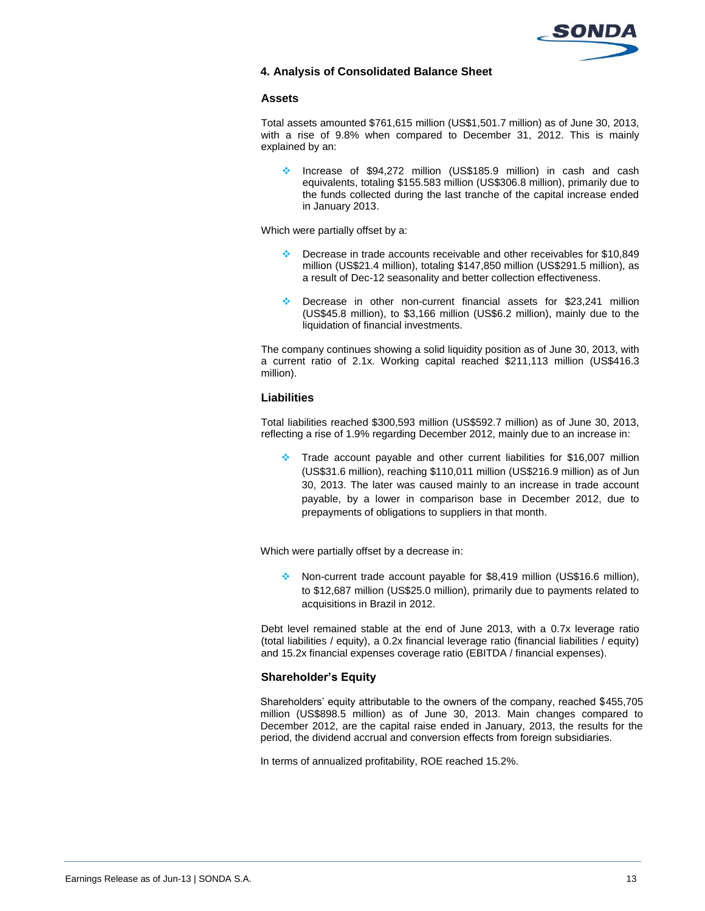## 4. Analysis of Consolidated Balance Sheet

### Assets

Total assets amounted $761,615 million (US$1,501.7 million) as of June 30, 2013, with a rise of 9.8% when compared to December 31, 2012. This is mainly explained by an:

- Increase of $94,272 million (US$185.9 million) in cash and cash equivalents, totaling $155.583 million (US$306.8 million), primarily due to the funds collected during the last tranche of the capital increase ended in January 2013.

Which were partially offset by a:

- Decrease in trade accounts receivable and other receivables for $10,849 million (US$21.4 million), totaling $147,850 million (US$291.5 million), as a result of Dec-12 seasonality and better collection effectiveness.
- Decrease in other non-current financial assets for $23,241 million (US$45.8 million), to $3,166 million (US$6.2 million), mainly due to the liquidation of financial investments.

The company continues showing a solid liquidity position as of June 30, 2013, with a current ratio of 2.1x. Working capital reached $211,113 million (US$416.3 million).

### Liabilities

Total liabilities reached $300,593 million (US$592.7 million) as of June 30, 2013, reflecting a rise of 1.9% regarding December 2012, mainly due to an increase in:

- Trade account payable and other current liabilities for $16,007 million (US$31.6 million), reaching $110,011 million (US$216.9 million) as of Jun 30, 2013. The later was caused mainly to an increase in trade account payable, by a lower in comparison base in December 2012, due to prepayments of obligations to suppliers in that month.

Which were partially offset by a decrease in:

- Non-current trade account payable for $8,419 million (US$16.6 million), to $12,687 million (US$25.0 million), primarily due to payments related to acquisitions in Brazil in 2012.

Debt level remained stable at the end of June 2013, with a 0.7x leverage ratio (total liabilities / equity), a 0.2x financial leverage ratio (financial liabilities / equity) and 15.2x financial expenses coverage ratio (EBITDA / financial expenses).

### Shareholder's Equity

Shareholders' equity attributable to the owners of the company, reached $455,705 million (US$898.5 million) as of June 30, 2013. Main changes compared to December 2012, are the capital raise ended in January, 2013, the results for the period, the dividend accrual and conversion effects from foreign subsidiaries.

In terms of annualized profitability, ROE reached 15.2%.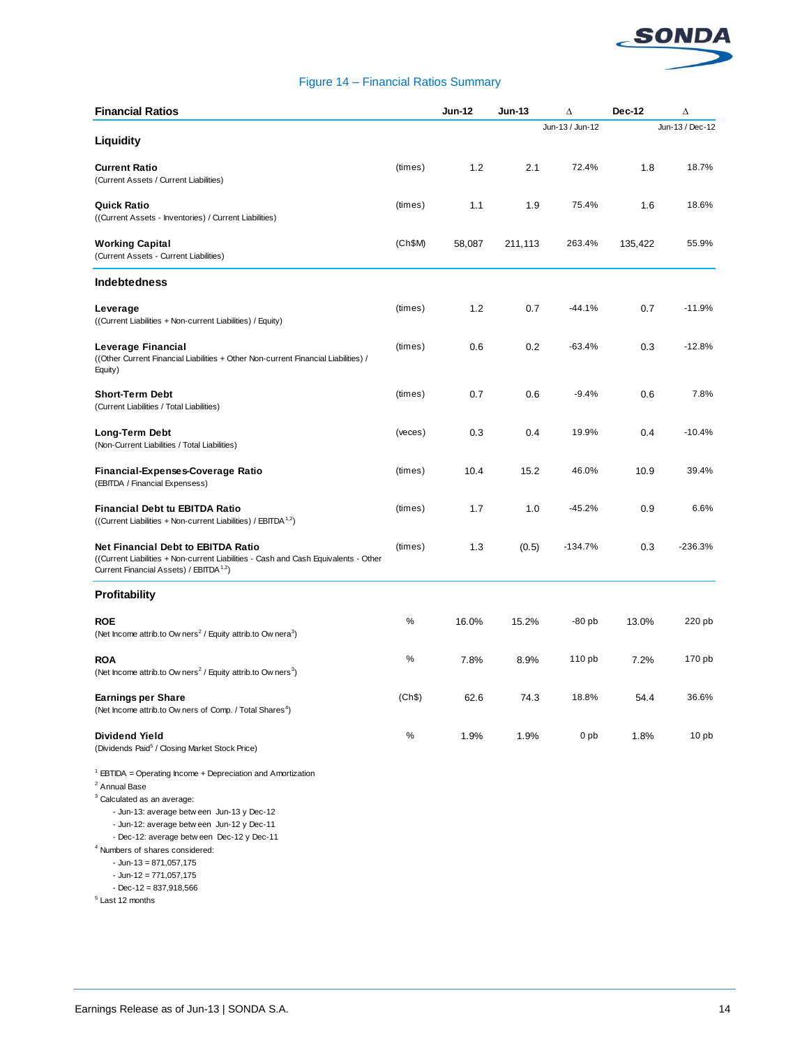Figure 14 – Financial Ratios Summary

| Financial Ratios | | Jun-12 | Jun-13 | Δ Jun-13 / Jun-12 | Dec-12 | Δ Jun-13 / Dec-12 |
|---|---|---|---|---|---|---|
| **Liquidity** | | | | | | |
| **Current Ratio** (Current Assets / Current Liabilities) | (times) | 1.2 | 2.1 | 72.4% | 1.8 | 18.7% |
| **Quick Ratio** ((Current Assets - Inventories) / Current Liabilities) | (times) | 1.1 | 1.9 | 75.4% | 1.6 | 18.6% |
| **Working Capital** (Current Assets - Current Liabilities) | (Ch$M) | 58,087 | 211,113 | 263.4% | 135,422 | 55.9% |
| **Indebtedness** | | | | | | |
| **Leverage** ((Current Liabilities + Non-current Liabilities) / Equity) | (times) | 1.2 | 0.7 | -44.1% | 0.7 | -11.9% |
| **Leverage Financial** ((Other Current Financial Liabilities + Other Non-current Financial Liabilities) / Equity) | (times) | 0.6 | 0.2 | -63.4% | 0.3 | -12.8% |
| **Short-Term Debt** (Current Liabilities / Total Liabilities) | (times) | 0.7 | 0.6 | -9.4% | 0.6 | 7.8% |
| **Long-Term Debt** (Non-Current Liabilities / Total Liabilities) | (veces) | 0.3 | 0.4 | 19.9% | 0.4 | -10.4% |
| **Financial-Expenses-Coverage Ratio** (EBITDA / Financial Expensess) | (times) | 10.4 | 15.2 | 46.0% | 10.9 | 39.4% |
| **Financial Debt tu EBITDA Ratio** ((Current Liabilities + Non-current Liabilities) / EBITDA[1,2]) | (times) | 1.7 | 1.0 | -45.2% | 0.9 | 6.6% |
| **Net Financial Debt to EBITDA Ratio** ((Current Liabilities + Non-current Liabilities - Cash and Cash Equivalents - Other Current Financial Assets) / EBITDA[1,2]) | (times) | 1.3 | (0.5) | -134.7% | 0.3 | -236.3% |
| **Profitability** | | | | | | |
| **ROE** (Net Income attrib.to Owners[2] / Equity attrib.to Ownera[3]) | % | 16.0% | 15.2% | -80 pb | 13.0% | 220 pb |
| **ROA** (Net Income attrib.to Owners[2] / Equity attrib.to Owners[3]) | % | 7.8% | 8.9% | 110 pb | 7.2% | 170 pb |
| **Earnings per Share** (Net Income attrib.to Owners of Comp. / Total Shares[4]) | (Ch$) | 62.6 | 74.3 | 18.8% | 54.4 | 36.6% |
| **Dividend Yield** (Dividends Paid[5] / Closing Market Stock Price) | % | 1.9% | 1.9% | 0 pb | 1.8% | 10 pb |

[1] EBTIDA = Operating Income + Depreciation and Amortization
[2] Annual Base
[3] Calculated as an average:
- Jun-13: average between Jun-13 y Dec-12
- Jun-12: average between Jun-12 y Dec-11
- Dec-12: average between Dec-12 y Dec-11

[4] Numbers of shares considered:
- Jun-13 = 871,057,175
- Jun-12 = 771,057,175
- Dec-12 = 837,918,566

[5] Last 12 months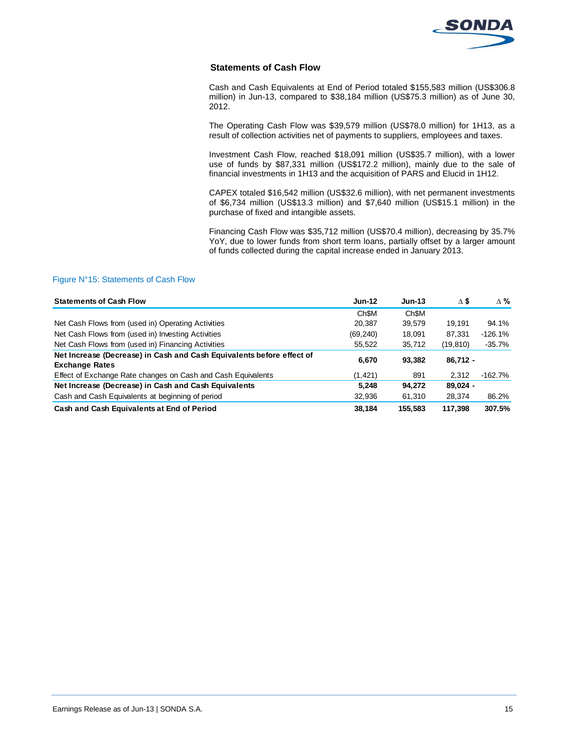### Statements of Cash Flow

Cash and Cash Equivalents at End of Period totaled $155,583 million (US$306.8 million) in Jun-13, compared to $38,184 million (US$75.3 million) as of June 30, 2012.

The Operating Cash Flow was $39,579 million (US$78.0 million) for 1H13, as a result of collection activities net of payments to suppliers, employees and taxes.

Investment Cash Flow, reached $18,091 million (US$35.7 million), with a lower use of funds by $87,331 million (US$172.2 million), mainly due to the sale of financial investments in 1H13 and the acquisition of PARS and Elucid in 1H12.

CAPEX totaled $16,542 million (US$32.6 million), with net permanent investments of $6,734 million (US$13.3 million) and $7,640 million (US$15.1 million) in the purchase of fixed and intangible assets.

Financing Cash Flow was $35,712 million (US$70.4 million), decreasing by 35.7% YoY, due to lower funds from short term loans, partially offset by a larger amount of funds collected during the capital increase ended in January 2013.

Figure N°15: Statements of Cash Flow

| **Statements of Cash Flow** | **Jun-12** | **Jun-13** | **∆ $** | **∆ %** |
|---|---|---|---|---|
| | Ch$M | Ch$M | | |
| Net Cash Flows from (used in) Operating Activities | 20,387 | 39,579 | 19,191 | 94.1% |
| Net Cash Flows from (used in) Investing Activities | (69,240) | 18,091 | 87,331 | -126.1% |
| Net Cash Flows from (used in) Financing Activities | 55,522 | 35,712 | (19,810) | -35.7% |
| **Net Increase (Decrease) in Cash and Cash Equivalents before effect of Exchange Rates** | **6,670** | **93,382** | **86,712** | **-** |
| Effect of Exchange Rate changes on Cash and Cash Equivalents | (1,421) | 891 | 2,312 | -162.7% |
| **Net Increase (Decrease) in Cash and Cash Equivalents** | **5,248** | **94,272** | **89,024** | **-** |
| Cash and Cash Equivalents at beginning of period | 32,936 | 61,310 | 28,374 | 86.2% |
| **Cash and Cash Equivalents at End of Period** | **38,184** | **155,583** | **117,398** | **307.5%** |